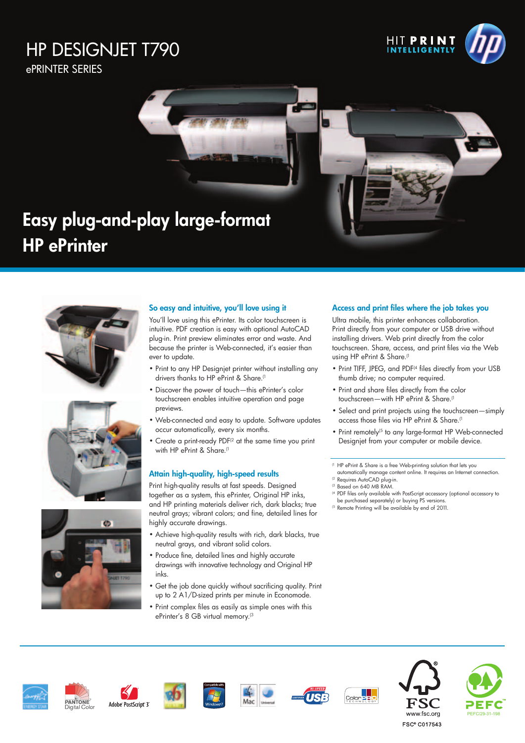# HP DESIGNJET T790

ePRINTER SERIES

HIT PRINT INTELLIGENTLY

## Easy plug-and-play large-format HP ePrinter

### So easy and intuitive, you'll love using it

You'll love using this ePrinter. Its color touchscreen is intuitive. PDF creation is easy with optional AutoCAD plug-in. Print preview eliminates error and waste. And because the printer is Web-connected, it's easier than ever to update.

- Print to any HP Designjet printer without installing any drivers thanks to HP ePrint & Share.[1]
- Discover the power of touch—this ePrinter's color touchscreen enables intuitive operation and page previews.
- Web-connected and easy to update. Software updates occur automatically, every six months.
- Create a print-ready PDF[2] at the same time you print with HP ePrint & Share.[1]

### Attain high-quality, high-speed results

Print high-quality results at fast speeds. Designed together as a system, this ePrinter, Original HP inks, and HP printing materials deliver rich, dark blacks; true neutral grays; vibrant colors; and fine, detailed lines for highly accurate drawings.

- Achieve high-quality results with rich, dark blacks, true neutral grays, and vibrant solid colors.
- Produce fine, detailed lines and highly accurate drawings with innovative technology and Original HP inks.
- Get the job done quickly without sacrificing quality. Print up to 2 A1/D-sized prints per minute in Economode.
- Print complex files as easily as simple ones with this ePrinter's 8 GB virtual memory.[3]

### Access and print files where the job takes you

Ultra mobile, this printer enhances collaboration. Print directly from your computer or USB drive without installing drivers. Web print directly from the color touchscreen. Share, access, and print files via the Web using HP ePrint & Share.[1]

- Print TIFF, JPEG, and PDF[4] files directly from your USB thumb drive; no computer required.
- Print and share files directly from the color touchscreen—with HP ePrint & Share.[1]
- Select and print projects using the touchscreen—simply access those files via HP ePrint & Share.[1]
- Print remotely[5] to any large-format HP Web-connected Designjet from your computer or mobile device.

[1] HP ePrint & Share is a free Web-printing solution that lets you automatically manage content online. It requires an Internet connection.
[2] Requires AutoCAD plug-in.
[3] Based on 640 MB RAM.
[4] PDF files only available with PostScript accessory (optional accessory to be purchased separately) or buying PS versions.
[5] Remote Printing will be available by end of 2011.

PANTONE Digital Color · Adobe PostScript 3 · Compatible with Windows 7 · Mac · Universal · Certified Hi-Speed USB · ColorPRO Technology

FSC www.fsc.org FSC® C017543

PEFC PEFC/29-31-198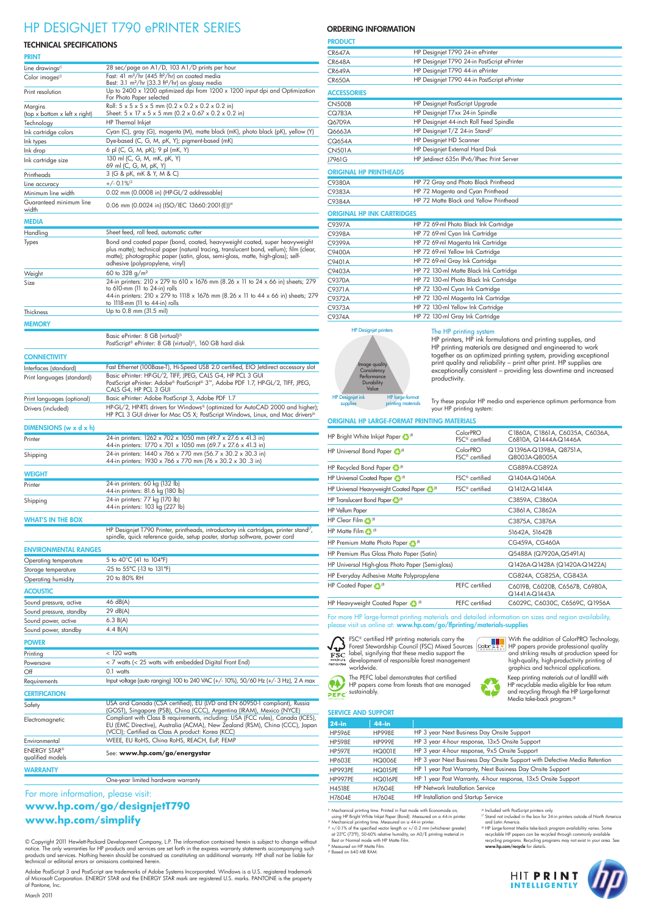# HP DESIGNJET T790 ePRINTER SERIES

## TECHNICAL SPECIFICATIONS

### PRINT

| | |
|---|---|
| Line drawings[1] | 28 sec/page on A1/D, 103 A1/D prints per hour |
| Color images[2] | Fast: 41 m²/hr (445 ft²/hr) on coated media<br>Best: 3.1 m²/hr (33.3 ft²/hr) on glossy media |
| Print resolution | Up to 2400 x 1200 optimized dpi from 1200 x 1200 input dpi and Optimization For Photo Paper selected |
| Margins (top x bottom x left x right) | Roll: 5 x 5 x 5 x 5 mm (0.2 x 0.2 x 0.2 x 0.2 in)<br>Sheet: 5 x 17 x 5 x 5 mm (0.2 x 0.67 x 0.2 x 0.2 in) |
| Technology | HP Thermal Inkjet |
| Ink cartridge colors | Cyan (C), gray (G), magenta (M), matte black (mK), photo black (pK), yellow (Y) |
| Ink types | Dye-based (C, G, M, pK, Y); pigment-based (mK) |
| Ink drop | 6 pl (C, G, M, pK); 9 pl (mK, Y) |
| Ink cartridge size | 130 ml (C, G, M, mK, pK, Y)<br>69 ml (C, G, M, pK, Y) |
| Printheads | 3 (G & pK, mK & Y, M & C) |
| Line accuracy | +/- 0.1%[3] |
| Minimum line width | 0.02 mm (0.0008 in) (HP-GL/2 addressable) |
| Guaranteed minimum line width | 0.06 mm (0.0024 in) (ISO/IEC 13660:2001(E))[4] |

### MEDIA

| | |
|---|---|
| Handling | Sheet feed, roll feed, automatic cutter |
| Types | Bond and coated paper (bond, coated, heavyweight coated, super heavyweight plus matte); technical paper (natural tracing, translucent bond, vellum); film (clear, matte); photographic paper (satin, gloss, semi-gloss, matte, high-gloss); self-adhesive (polypropylene, vinyl) |
| Weight | 60 to 328 g/m² |
| Size | 24-in printers: 210 x 279 to 610 x 1676 mm (8.26 x 11 to 24 x 66 in) sheets; 279 to 610-mm (11 to 24-in) rolls<br>44-in printers: 210 x 279 to 1118 x 1676 mm (8.26 x 11 to 44 x 66 in) sheets; 279 to 1118-mm (11 to 44-in) rolls |
| Thickness | Up to 0.8 mm (31.5 mil) |

### MEMORY

| | |
|---|---|
| | Basic ePrinter: 8 GB (virtual)[5]<br>PostScript® ePrinter: 8 GB (virtual)[5], 160 GB hard disk |

### CONNECTIVITY

| | |
|---|---|
| Interfaces (standard) | Fast Ethernet (100Base-T), Hi-Speed USB 2.0 certified, EIO Jetdirect accessory slot |
| Print languages (standard) | Basic ePrinter: HP-GL/2, TIFF, JPEG, CALS G4, HP PCL 3 GUI<br>PostScript ePrinter: Adobe® PostScript® 3™, Adobe PDF 1.7, HP-GL/2, TIFF, JPEG, CALS G4, HP PCL 3 GUI |
| Print languages (optional) | Basic ePrinter: Adobe PostScript 3, Adobe PDF 1.7 |
| Drivers (included) | HP-GL/2, HP-RTL drivers for Windows® (optimized for AutoCAD 2000 and higher); HP PCL 3 GUI driver for Mac OS X; PostScript Windows, Linux, and Mac drivers[6] |

### DIMENSIONS (w x d x h)

| | |
|---|---|
| Printer | 24-in printers: 1262 x 702 x 1050 mm (49.7 x 27.6 x 41.3 in)<br>44-in printers: 1770 x 701 x 1050 mm (69.7 x 27.6 x 41.3 in) |
| Shipping | 24-in printers: 1440 x 766 x 770 mm (56.7 x 30.2 x 30.3 in)<br>44-in printers: 1930 x 766 x 770 mm (76 x 30.2 x 30 .3 in) |

### WEIGHT

| | |
|---|---|
| Printer | 24-in printers: 60 kg (132 lb)<br>44-in printers: 81.6 kg (180 lb) |
| Shipping | 24-in printers: 77 kg (170 lb)<br>44-in printers: 103 kg (227 lb) |

### WHAT'S IN THE BOX

| | |
|---|---|
| | HP Designjet T790 Printer, printheads, introductory ink cartridges, printer stand[7], spindle, quick reference guide, setup poster, startup software, power cord |

### ENVIRONMENTAL RANGES

| | |
|---|---|
| Operating temperature | 5 to 40°C (41 to 104°F) |
| Storage temperature | -25 to 55°C (-13 to 131°F) |
| Operating humidity | 20 to 80% RH |

### ACOUSTIC

| | |
|---|---|
| Sound pressure, active | 46 dB(A) |
| Sound pressure, standby | 29 dB(A) |
| Sound power, active | 6.3 B(A) |
| Sound power, standby | 4.4 B(A) |

### POWER

| | |
|---|---|
| Printing | < 120 watts |
| Powersave | < 7 watts (< 25 watts with embedded Digital Front End) |
| Off | 0.1 watts |
| Requirements | Input voltage (auto ranging) 100 to 240 VAC (+/- 10%), 50/60 Hz (+/- 3 Hz), 2 A max |

### CERTIFICATION

| | |
|---|---|
| Safety | USA and Canada (CSA certified), EU (LVD and EN 60950-1 compliant), Russia (GOST), Singapore (PSB), China (CCC), Argentina (IRAM), Mexico (NYCE) |
| Electromagnetic | Compliant with Class B requirements, including: USA (FCC rules), Canada (ICES), EU (EMC Directive), Australia (ACMA), New Zealand (RSM), China (CCC), Japan (VCCI); Certified as Class A product: Korea (KCC) |
| Environmental | WEEE, EU RoHS, China RoHS, REACH, EuP, FEMP |
| ENERGY STAR® qualified models | See: **www.hp.com/go/energystar** |

### WARRANTY

| | |
|---|---|
| | One-year limited hardware warranty |

For more information, please visit:

**www.hp.com/go/designjetT790**

**www.hp.com/simplify**

© Copyright 2011 Hewlett-Packard Development Company, L.P. The information contained herein is subject to change without notice. The only warranties for HP products and services are set forth in the express warranty statements accompanying such products and services. Nothing herein should be construed as constituting an additional warranty. HP shall not be liable for technical or editorial errors or omissions contained herein.

Adobe PostScript 3 and PostScript are trademarks of Adobe Systems Incorporated. Windows is a U.S. registered trademark of Microsoft Corporation. ENERGY STAR and the ENERGY STAR mark are registered U.S. marks. PANTONE is the property of Pantone, Inc.

March 2011

## ORDERING INFORMATION

### PRODUCT

| | |
|---|---|
| CR647A | HP Designjet T790 24-in ePrinter |
| CR648A | HP Designjet T790 24-in PostScript ePrinter |
| CR649A | HP Designjet T790 44-in ePrinter |
| CR650A | HP Designjet T790 44-in PostScript ePrinter |

### ACCESSORIES

| | |
|---|---|
| CN500B | HP Designjet PostScript Upgrade |
| CQ783A | HP Designjet T7xx 24-in Spindle |
| Q6709A | HP Designjet 44-inch Roll Feed Spindle |
| Q6663A | HP Designjet T/Z 24-in Stand[7] |
| CQ654A | HP Designjet HD Scanner |
| CN501A | HP Designjet External Hard Disk |
| J7961G | HP Jetdirect 635n IPv6/IPsec Print Server |

### ORIGINAL HP PRINTHEADS

| | |
|---|---|
| C9380A | HP 72 Gray and Photo Black Printhead |
| C9383A | HP 72 Magenta and Cyan Printhead |
| C9384A | HP 72 Matte Black and Yellow Printhead |

### ORIGINAL HP INK CARTRIDGES

| | |
|---|---|
| C9397A | HP 72 69-ml Photo Black Ink Cartridge |
| C9398A | HP 72 69-ml Cyan Ink Cartridge |
| C9399A | HP 72 69-ml Magenta Ink Cartridge |
| C9400A | HP 72 69-ml Yellow Ink Cartridge |
| C9401A | HP 72 69-ml Gray Ink Cartridge |
| C9403A | HP 72 130-ml Matte Black Ink Cartridge |
| C9370A | HP 72 130-ml Photo Black Ink Cartridge |
| C9371A | HP 72 130-ml Cyan Ink Cartridge |
| C9372A | HP 72 130-ml Magenta Ink Cartridge |
| C9373A | HP 72 130-ml Yellow Ink Cartridge |
| C9374A | HP 72 130-ml Gray Ink Cartridge |

HP Designjet printers

Image quality
Consistency
Performance
Durability
Value

HP Designjet ink supplies

HP large-format printing materials

**The HP printing system**

HP printers, HP ink formulations and printing supplies, and HP printing materials are designed and engineered to work together as an optimized printing system, providing exceptional print quality and reliability – print after print. HP supplies are exceptionally consistent – providing less downtime and increased productivity.

Try these popular HP media and experience optimum performance from your HP printing system:

### ORIGINAL HP LARGE-FORMAT PRINTING MATERIALS

| | | |
|---|---|---|
| HP Bright White Inkjet Paper [8] | ColorPRO FSC® certified | C1860A, C1861A, C6035A, C6036A, C6810A, Q1444A-Q1446A |
| HP Universal Bond Paper [8] | ColorPRO FSC® certified | Q1396A-Q1398A, Q8751A, Q8003A-Q8005A |
| HP Recycled Bond Paper [8] | | CG889A-CG892A |
| HP Universal Coated Paper [8] | FSC® certified | Q1404A-Q1406A |
| HP Universal Heavyweight Coated Paper [8] | FSC® certified | Q1412A-Q1414A |
| HP Translucent Bond Paper [8] | | C3859A, C3860A |
| HP Vellum Paper | | C3861A, C3862A |
| HP Clear Film [8] | | C3875A, C3876A |
| HP Matte Film [8] | | 51642A, 51642B |
| HP Premium Matte Photo Paper [8] | | CG459A, CG460A |
| HP Premium Plus Gloss Photo Paper (Satin) | | Q5488A (Q7920A,Q5491A) |
| HP Universal High-gloss Photo Paper (Semi-gloss) | | Q1426A-Q1428A (Q1420A-Q1422A) |
| HP Everyday Adhesive Matte Polypropylene | | CG824A, CG825A, CG843A |
| HP Coated Paper [8] | PEFC certified | C6019B, C6020B, C6567B, C6980A, Q1441A-Q1443A |
| HP Heavyweight Coated Paper [8] | PEFC certified | C6029C, C6030C, C6569C, Q1956A |

For more HP large-format printing materials and detailed information on sizes and region availability, please visit us online at: **www.hp.com/go/lfprinting/materials-supplies**

FSC® certified HP printing materials carry the Forest Stewardship Council (FSC) Mixed Sources label, signifying that these media support the development of responsible forest management worldwide.

The PEFC label demonstrates that certified HP papers come from forests that are managed sustainably.

With the addition of ColorPRO Technology, HP papers provide professional quality and striking results at production speed for high-quality, high-productivity printing of graphics and technical applications.

Keep printing materials out of landfill with HP recyclable media eligible for free return and recycling through the HP Large-format Media take-back program.[8]

### SERVICE AND SUPPORT

| 24-in | 44-in | |
|---|---|---|
| HP596E | HP998E | HP 3 year Next Business Day Onsite Support |
| HP598E | HP999E | HP 3 year 4-hour response, 13x5 Onsite Support |
| HP597E | HQ001E | HP 3 year 4-hour response, 9x5 Onsite Support |
| HP603E | HQ006E | HP 3 year Next Business Day Onsite Support with Defective Media Retention |
| HP993PE | HQ015PE | HP 1 year Post Warranty, Next Business Day Onsite Support |
| HP997PE | HQ016PE | HP 1 year Post Warranty, 4-hour response, 13x5 Onsite Support |
| H4518E | H7604E | HP Network Installation Service |
| H7604E | H7604E | HP Installation and Startup Service |

[1] Mechanical printing time. Printed in Fast mode with Economode on, using HP Bright White Inkjet Paper (Bond). Measured on a 44-in printer.
[2] Mechanical printing time. Measured on a 44-in printer.
[3] +/-0.1% of the specified vector length or +/-0.2 mm (whichever greater) at 23°C (73°F), 50-60% relative humidity, on A0/E printing material in Best or Normal mode with HP Matte Film.
[4] Measured on HP Matte Film.
[5] Based on 640 MB RAM.
[6] Included with PostScript printers only.
[7] Stand not included in the box for 24-in printers outside of North America and Latin America.
[8] HP Large-format Media take-back program availability varies. Some recyclable HP papers can be recycled through commonly available recycling programs. Recycling programs may not exist in your area. See **www.hp.com/recycle** for details.

HIT PRINT INTELLIGENTLY